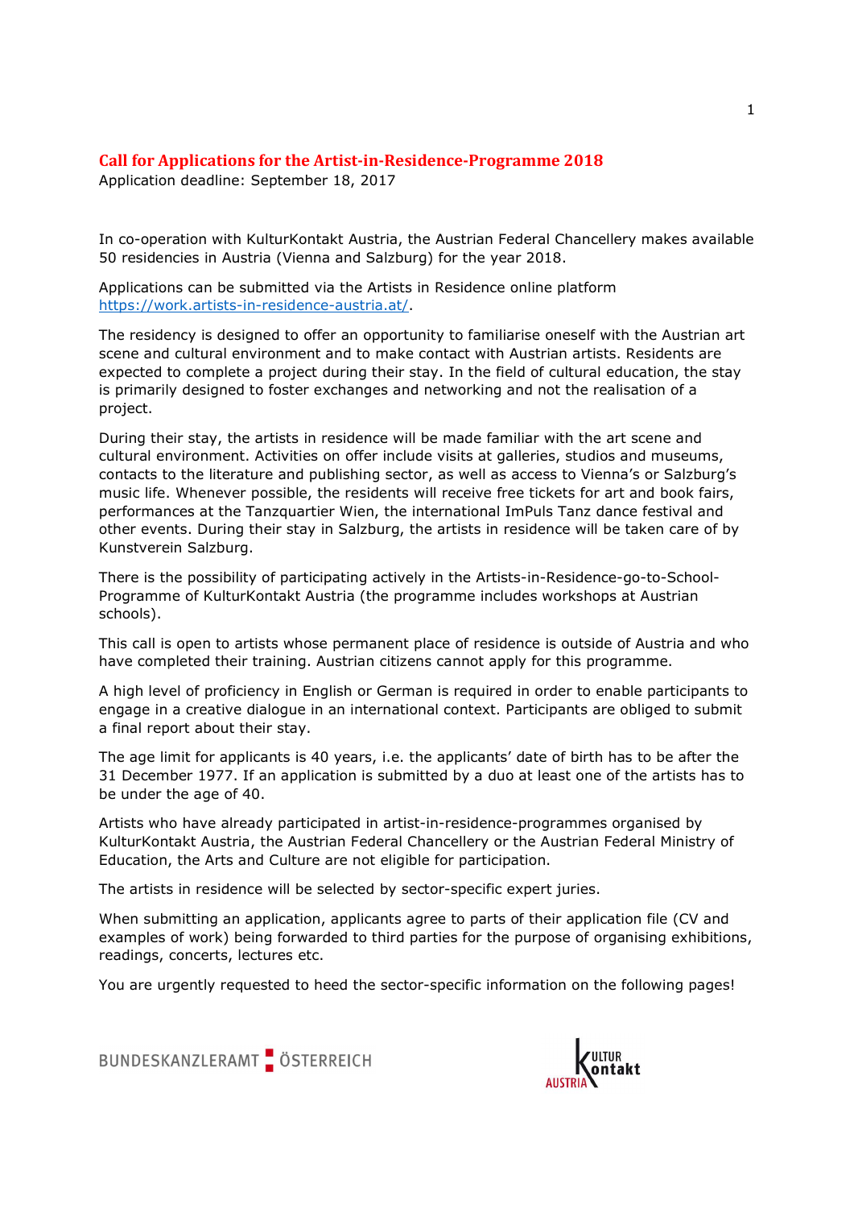# Call for Applications for the Artist-in-Residence-Programme 2018

Application deadline: September 18, 2017

In co-operation with KulturKontakt Austria, the Austrian Federal Chancellery makes available 50 residencies in Austria (Vienna and Salzburg) for the year 2018.

Applications can be submitted via the Artists in Residence online platform [https://work.artists-in-residence-austria.at/](https://work.artists-in-residence-austria.at/).

The residency is designed to offer an opportunity to familiarise oneself with the Austrian art scene and cultural environment and to make contact with Austrian artists. Residents are expected to complete a project during their stay. In the field of cultural education, the stay is primarily designed to foster exchanges and networking and not the realisation of a project.

During their stay, the artists in residence will be made familiar with the art scene and cultural environment. Activities on offer include visits at galleries, studios and museums, contacts to the literature and publishing sector, as well as access to Vienna's or Salzburg's music life. Whenever possible, the residents will receive free tickets for art and book fairs, performances at the Tanzquartier Wien, the international ImPuls Tanz dance festival and other events. During their stay in Salzburg, the artists in residence will be taken care of by Kunstverein Salzburg.

There is the possibility of participating actively in the Artists-in-Residence-go-to-School-Programme of KulturKontakt Austria (the programme includes workshops at Austrian schools).

This call is open to artists whose permanent place of residence is outside of Austria and who have completed their training. Austrian citizens cannot apply for this programme.

A high level of proficiency in English or German is required in order to enable participants to engage in a creative dialogue in an international context. Participants are obliged to submit a final report about their stay.

The age limit for applicants is 40 years, i.e. the applicants' date of birth has to be after the 31 December 1977. If an application is submitted by a duo at least one of the artists has to be under the age of 40.

Artists who have already participated in artist-in-residence-programmes organised by KulturKontakt Austria, the Austrian Federal Chancellery or the Austrian Federal Ministry of Education, the Arts and Culture are not eligible for participation.

The artists in residence will be selected by sector-specific expert juries.

When submitting an application, applicants agree to parts of their application file (CV and examples of work) being forwarded to third parties for the purpose of organising exhibitions, readings, concerts, lectures etc.

You are urgently requested to heed the sector-specific information on the following pages!

BUNDESKANZLERAMT ÖSTERREICH

KULTUR KONTAKT AUSTRIA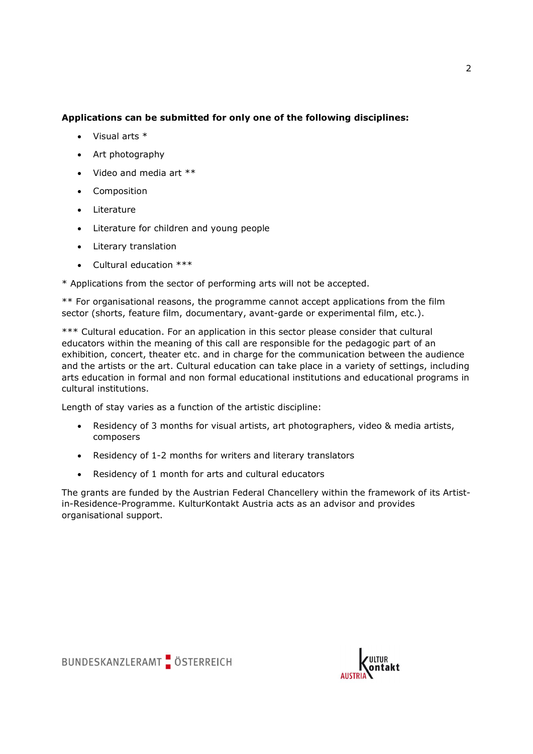**Applications can be submitted for only one of the following disciplines:**

- Visual arts *
- Art photography
- Video and media art **
- Composition
- Literature
- Literature for children and young people
- Literary translation
- Cultural education ***

* Applications from the sector of performing arts will not be accepted.

** For organisational reasons, the programme cannot accept applications from the film sector (shorts, feature film, documentary, avant-garde or experimental film, etc.).

*** Cultural education. For an application in this sector please consider that cultural educators within the meaning of this call are responsible for the pedagogic part of an exhibition, concert, theater etc. and in charge for the communication between the audience and the artists or the art. Cultural education can take place in a variety of settings, including arts education in formal and non formal educational institutions and educational programs in cultural institutions.

Length of stay varies as a function of the artistic discipline:

- Residency of 3 months for visual artists, art photographers, video & media artists, composers
- Residency of 1-2 months for writers and literary translators
- Residency of 1 month for arts and cultural educators

The grants are funded by the Austrian Federal Chancellery within the framework of its Artist-in-Residence-Programme. KulturKontakt Austria acts as an advisor and provides organisational support.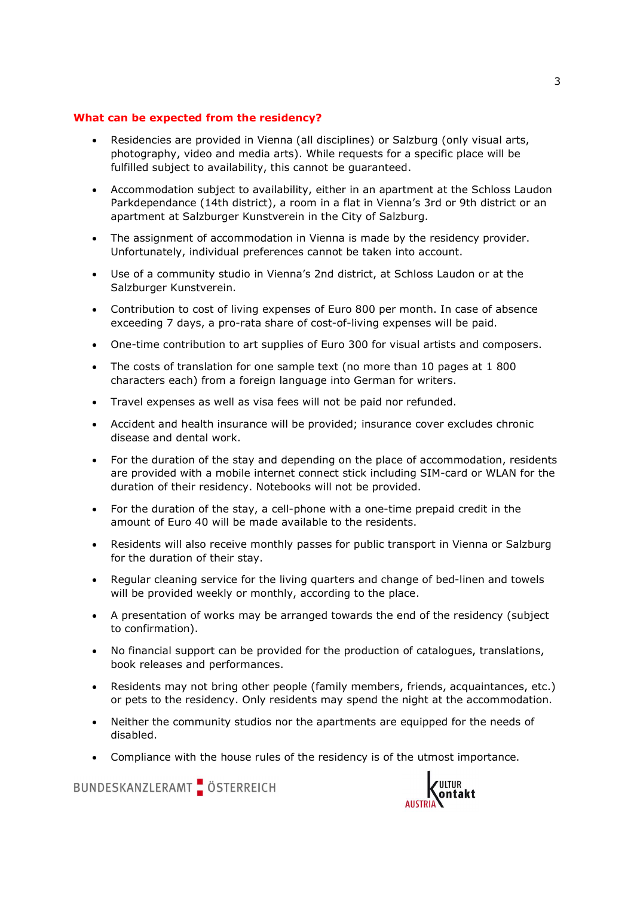## What can be expected from the residency?

- Residencies are provided in Vienna (all disciplines) or Salzburg (only visual arts, photography, video and media arts). While requests for a specific place will be fulfilled subject to availability, this cannot be guaranteed.
- Accommodation subject to availability, either in an apartment at the Schloss Laudon Parkdependance (14th district), a room in a flat in Vienna's 3rd or 9th district or an apartment at Salzburger Kunstverein in the City of Salzburg.
- The assignment of accommodation in Vienna is made by the residency provider. Unfortunately, individual preferences cannot be taken into account.
- Use of a community studio in Vienna's 2nd district, at Schloss Laudon or at the Salzburger Kunstverein.
- Contribution to cost of living expenses of Euro 800 per month. In case of absence exceeding 7 days, a pro-rata share of cost-of-living expenses will be paid.
- One-time contribution to art supplies of Euro 300 for visual artists and composers.
- The costs of translation for one sample text (no more than 10 pages at 1 800 characters each) from a foreign language into German for writers.
- Travel expenses as well as visa fees will not be paid nor refunded.
- Accident and health insurance will be provided; insurance cover excludes chronic disease and dental work.
- For the duration of the stay and depending on the place of accommodation, residents are provided with a mobile internet connect stick including SIM-card or WLAN for the duration of their residency. Notebooks will not be provided.
- For the duration of the stay, a cell-phone with a one-time prepaid credit in the amount of Euro 40 will be made available to the residents.
- Residents will also receive monthly passes for public transport in Vienna or Salzburg for the duration of their stay.
- Regular cleaning service for the living quarters and change of bed-linen and towels will be provided weekly or monthly, according to the place.
- A presentation of works may be arranged towards the end of the residency (subject to confirmation).
- No financial support can be provided for the production of catalogues, translations, book releases and performances.
- Residents may not bring other people (family members, friends, acquaintances, etc.) or pets to the residency. Only residents may spend the night at the accommodation.
- Neither the community studios nor the apartments are equipped for the needs of disabled.
- Compliance with the house rules of the residency is of the utmost importance.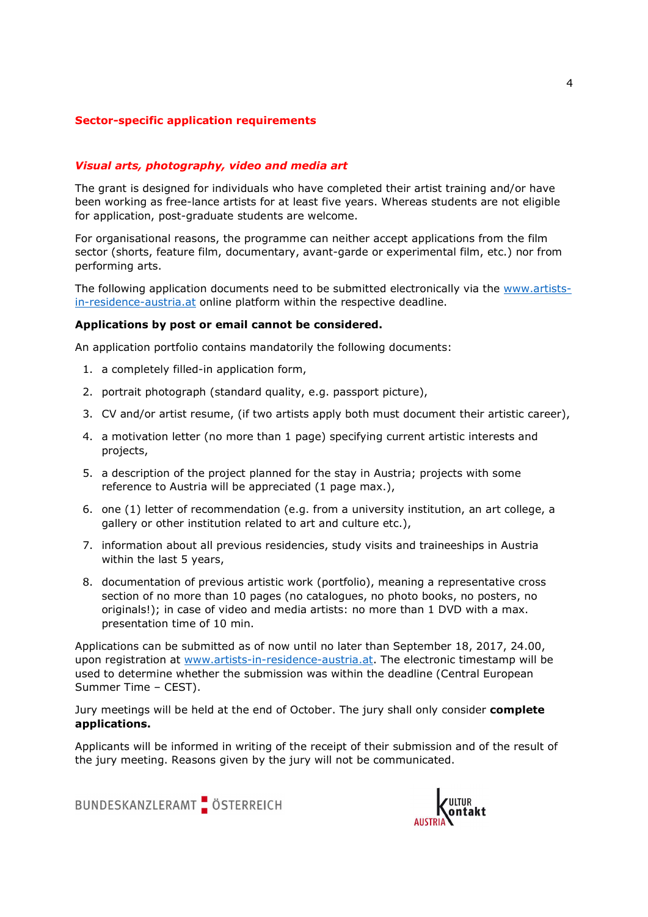## Sector-specific application requirements

### *Visual arts, photography, video and media art*

The grant is designed for individuals who have completed their artist training and/or have been working as free-lance artists for at least five years. Whereas students are not eligible for application, post-graduate students are welcome.

For organisational reasons, the programme can neither accept applications from the film sector (shorts, feature film, documentary, avant-garde or experimental film, etc.) nor from performing arts.

The following application documents need to be submitted electronically via the www.artists-in-residence-austria.at online platform within the respective deadline.

**Applications by post or email cannot be considered.**

An application portfolio contains mandatorily the following documents:

1. a completely filled-in application form,
2. portrait photograph (standard quality, e.g. passport picture),
3. CV and/or artist resume, (if two artists apply both must document their artistic career),
4. a motivation letter (no more than 1 page) specifying current artistic interests and projects,
5. a description of the project planned for the stay in Austria; projects with some reference to Austria will be appreciated (1 page max.),
6. one (1) letter of recommendation (e.g. from a university institution, an art college, a gallery or other institution related to art and culture etc.),
7. information about all previous residencies, study visits and traineeships in Austria within the last 5 years,
8. documentation of previous artistic work (portfolio), meaning a representative cross section of no more than 10 pages (no catalogues, no photo books, no posters, no originals!); in case of video and media artists: no more than 1 DVD with a max. presentation time of 10 min.

Applications can be submitted as of now until no later than September 18, 2017, 24.00, upon registration at www.artists-in-residence-austria.at. The electronic timestamp will be used to determine whether the submission was within the deadline (Central European Summer Time – CEST).

Jury meetings will be held at the end of October. The jury shall only consider **complete applications.**

Applicants will be informed in writing of the receipt of their submission and of the result of the jury meeting. Reasons given by the jury will not be communicated.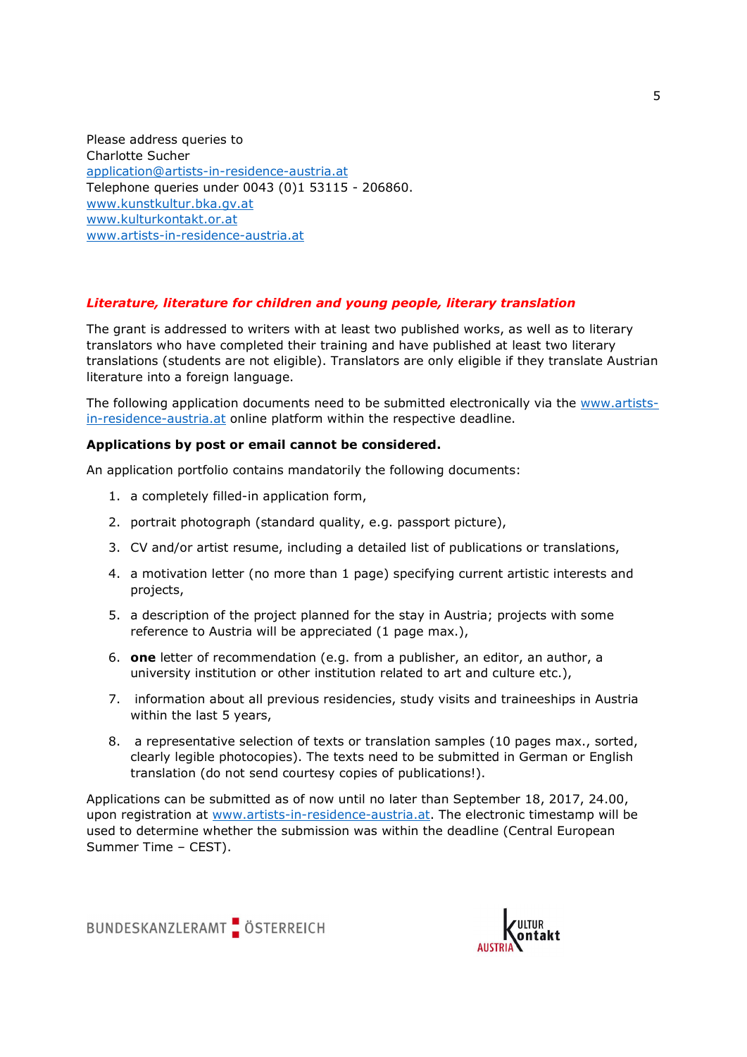Please address queries to
Charlotte Sucher
application@artists-in-residence-austria.at
Telephone queries under 0043 (0)1 53115 - 206860.
www.kunstkultur.bka.gv.at
www.kulturkontakt.or.at
www.artists-in-residence-austria.at

### *Literature, literature for children and young people, literary translation*

The grant is addressed to writers with at least two published works, as well as to literary translators who have completed their training and have published at least two literary translations (students are not eligible). Translators are only eligible if they translate Austrian literature into a foreign language.

The following application documents need to be submitted electronically via the www.artists-in-residence-austria.at online platform within the respective deadline.

**Applications by post or email cannot be considered.**

An application portfolio contains mandatorily the following documents:

1. a completely filled-in application form,
2. portrait photograph (standard quality, e.g. passport picture),
3. CV and/or artist resume, including a detailed list of publications or translations,
4. a motivation letter (no more than 1 page) specifying current artistic interests and projects,
5. a description of the project planned for the stay in Austria; projects with some reference to Austria will be appreciated (1 page max.),
6. **one** letter of recommendation (e.g. from a publisher, an editor, an author, a university institution or other institution related to art and culture etc.),
7. information about all previous residencies, study visits and traineeships in Austria within the last 5 years,
8. a representative selection of texts or translation samples (10 pages max., sorted, clearly legible photocopies). The texts need to be submitted in German or English translation (do not send courtesy copies of publications!).

Applications can be submitted as of now until no later than September 18, 2017, 24.00, upon registration at www.artists-in-residence-austria.at. The electronic timestamp will be used to determine whether the submission was within the deadline (Central European Summer Time – CEST).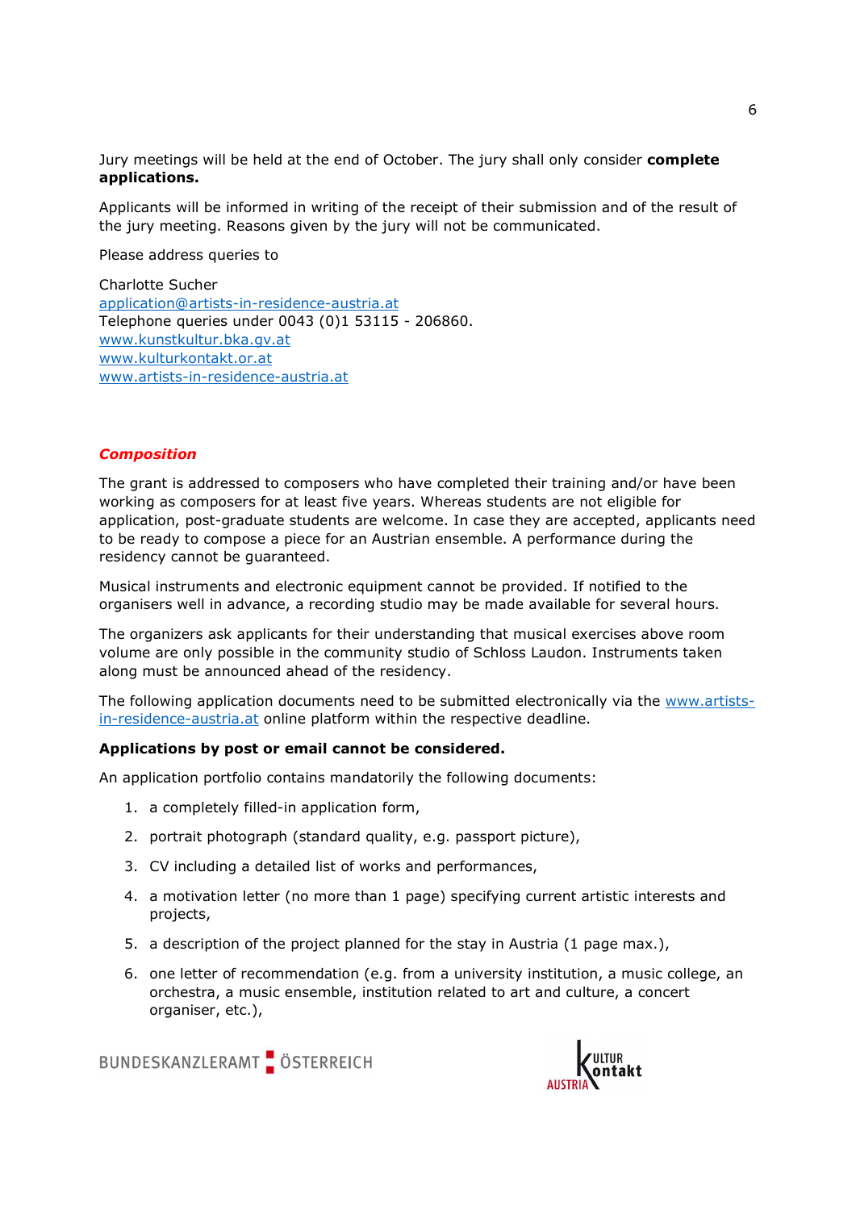Jury meetings will be held at the end of October. The jury shall only consider **complete applications.**

Applicants will be informed in writing of the receipt of their submission and of the result of the jury meeting. Reasons given by the jury will not be communicated.

Please address queries to

Charlotte Sucher
application@artists-in-residence-austria.at
Telephone queries under 0043 (0)1 53115 - 206860.
www.kunstkultur.bka.gv.at
www.kulturkontakt.or.at
www.artists-in-residence-austria.at

## *Composition*

The grant is addressed to composers who have completed their training and/or have been working as composers for at least five years. Whereas students are not eligible for application, post-graduate students are welcome. In case they are accepted, applicants need to be ready to compose a piece for an Austrian ensemble. A performance during the residency cannot be guaranteed.

Musical instruments and electronic equipment cannot be provided. If notified to the organisers well in advance, a recording studio may be made available for several hours.

The organizers ask applicants for their understanding that musical exercises above room volume are only possible in the community studio of Schloss Laudon. Instruments taken along must be announced ahead of the residency.

The following application documents need to be submitted electronically via the www.artists-in-residence-austria.at online platform within the respective deadline.

**Applications by post or email cannot be considered.**

An application portfolio contains mandatorily the following documents:

1. a completely filled-in application form,
2. portrait photograph (standard quality, e.g. passport picture),
3. CV including a detailed list of works and performances,
4. a motivation letter (no more than 1 page) specifying current artistic interests and projects,
5. a description of the project planned for the stay in Austria (1 page max.),
6. one letter of recommendation (e.g. from a university institution, a music college, an orchestra, a music ensemble, institution related to art and culture, a concert organiser, etc.),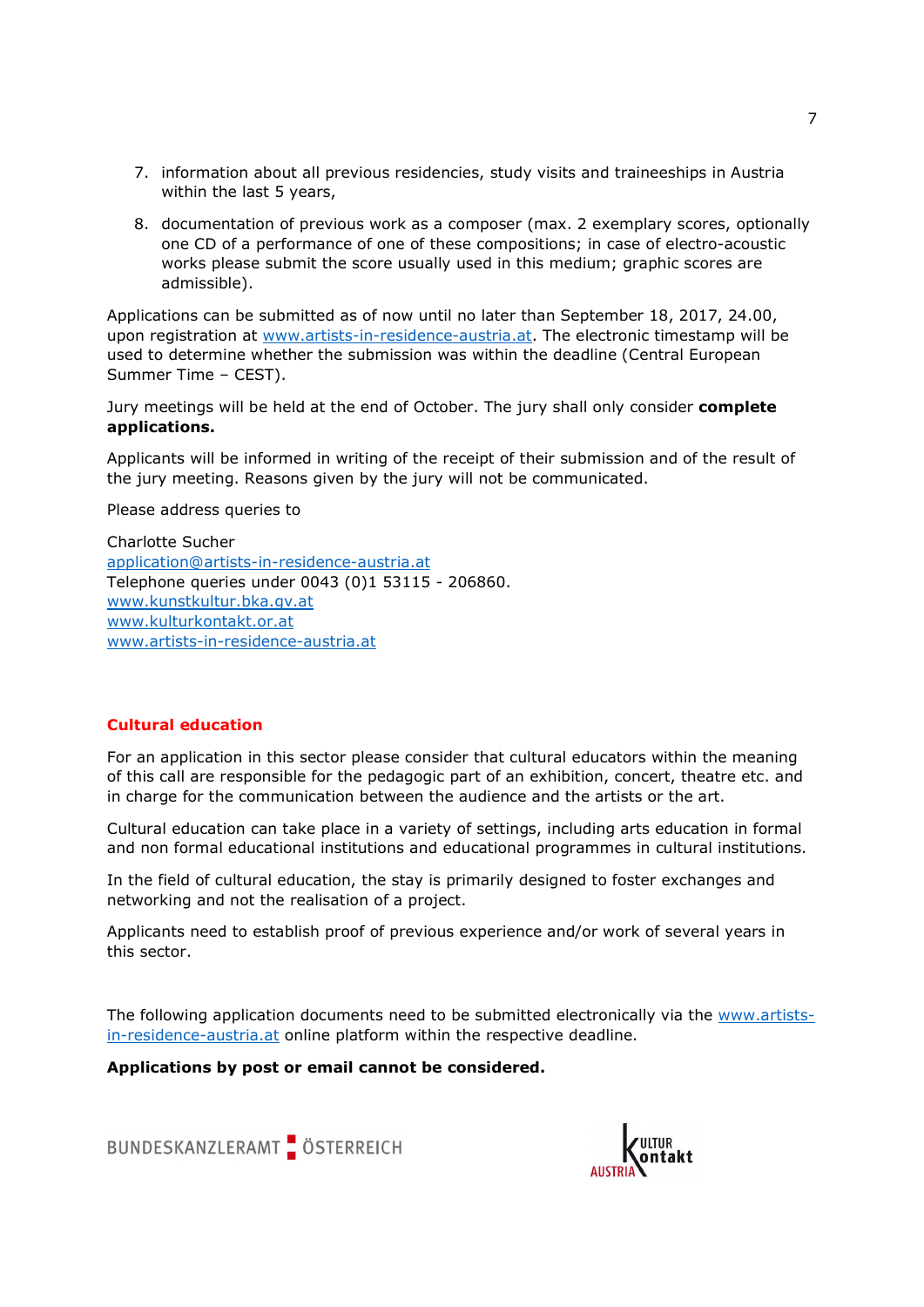7. information about all previous residencies, study visits and traineeships in Austria within the last 5 years,
8. documentation of previous work as a composer (max. 2 exemplary scores, optionally one CD of a performance of one of these compositions; in case of electro-acoustic works please submit the score usually used in this medium; graphic scores are admissible).

Applications can be submitted as of now until no later than September 18, 2017, 24.00, upon registration at www.artists-in-residence-austria.at. The electronic timestamp will be used to determine whether the submission was within the deadline (Central European Summer Time – CEST).

Jury meetings will be held at the end of October. The jury shall only consider **complete applications.**

Applicants will be informed in writing of the receipt of their submission and of the result of the jury meeting. Reasons given by the jury will not be communicated.

Please address queries to

Charlotte Sucher
application@artists-in-residence-austria.at
Telephone queries under 0043 (0)1 53115 - 206860.
www.kunstkultur.bka.gv.at
www.kulturkontakt.or.at
www.artists-in-residence-austria.at

## Cultural education

For an application in this sector please consider that cultural educators within the meaning of this call are responsible for the pedagogic part of an exhibition, concert, theatre etc. and in charge for the communication between the audience and the artists or the art.

Cultural education can take place in a variety of settings, including arts education in formal and non formal educational institutions and educational programmes in cultural institutions.

In the field of cultural education, the stay is primarily designed to foster exchanges and networking and not the realisation of a project.

Applicants need to establish proof of previous experience and/or work of several years in this sector.

The following application documents need to be submitted electronically via the www.artists-in-residence-austria.at online platform within the respective deadline.

**Applications by post or email cannot be considered.**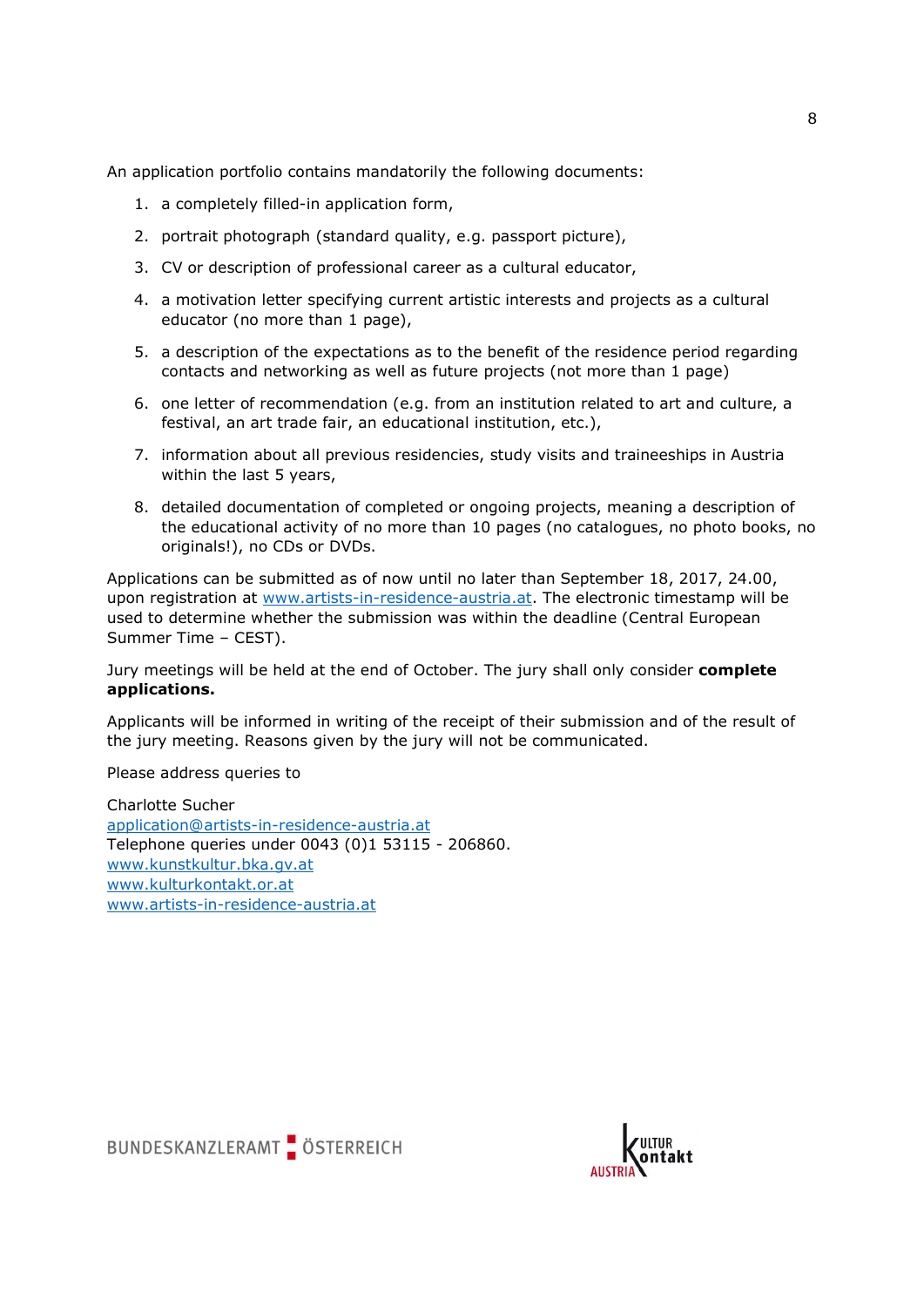An application portfolio contains mandatorily the following documents:

1. a completely filled-in application form,
2. portrait photograph (standard quality, e.g. passport picture),
3. CV or description of professional career as a cultural educator,
4. a motivation letter specifying current artistic interests and projects as a cultural educator (no more than 1 page),
5. a description of the expectations as to the benefit of the residence period regarding contacts and networking as well as future projects (not more than 1 page)
6. one letter of recommendation (e.g. from an institution related to art and culture, a festival, an art trade fair, an educational institution, etc.),
7. information about all previous residencies, study visits and traineeships in Austria within the last 5 years,
8. detailed documentation of completed or ongoing projects, meaning a description of the educational activity of no more than 10 pages (no catalogues, no photo books, no originals!), no CDs or DVDs.

Applications can be submitted as of now until no later than September 18, 2017, 24.00, upon registration at www.artists-in-residence-austria.at. The electronic timestamp will be used to determine whether the submission was within the deadline (Central European Summer Time – CEST).

Jury meetings will be held at the end of October. The jury shall only consider **complete applications.**

Applicants will be informed in writing of the receipt of their submission and of the result of the jury meeting. Reasons given by the jury will not be communicated.

Please address queries to

Charlotte Sucher
application@artists-in-residence-austria.at
Telephone queries under 0043 (0)1 53115 - 206860.
www.kunstkultur.bka.gv.at
www.kulturkontakt.or.at
www.artists-in-residence-austria.at

BUNDESKANZLERAMT ÖSTERREICH

KULTUR Kontakt AUSTRIA